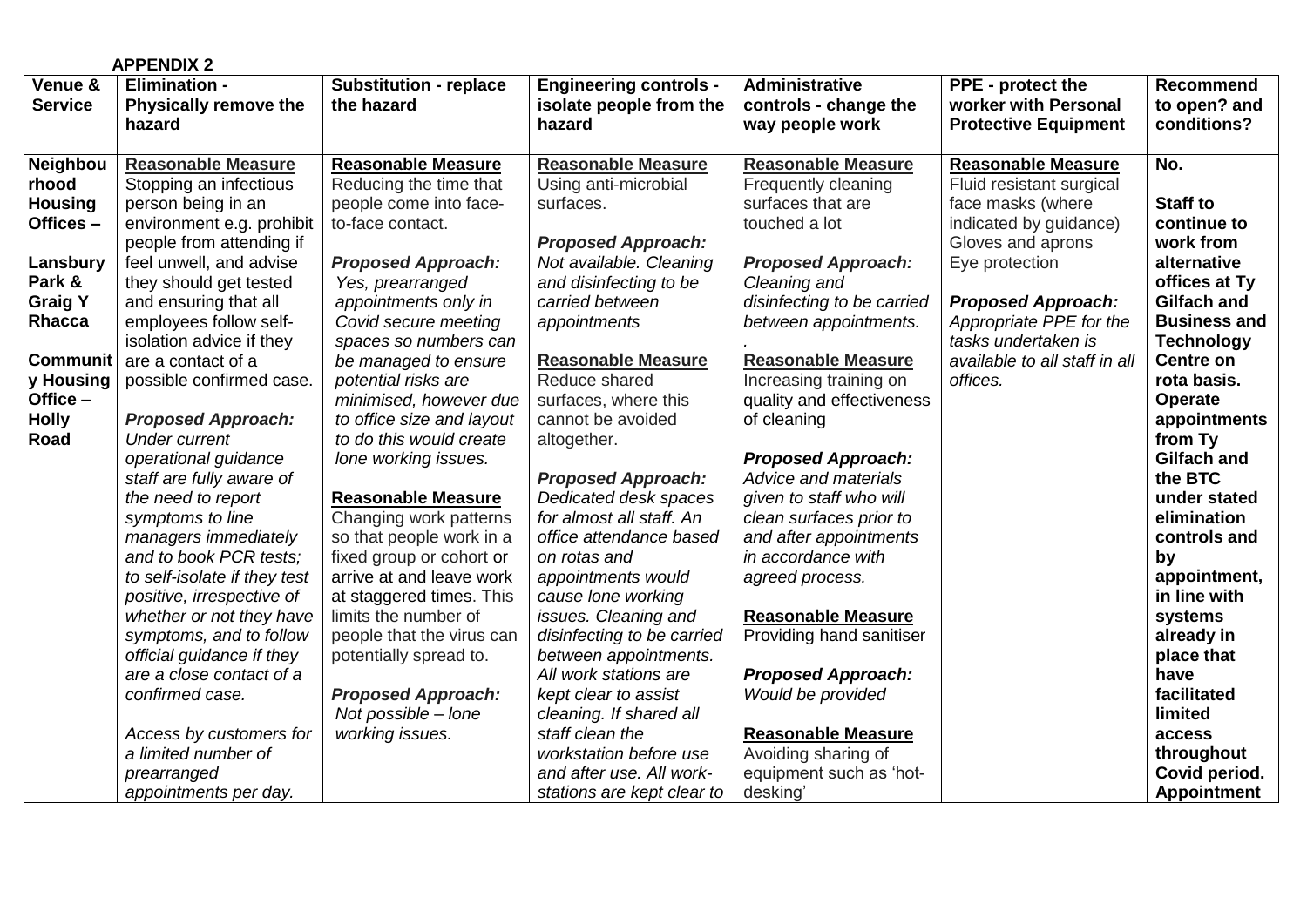**APPENDIX 2**

| Venue & Service | Elimination - Physically remove the hazard | Substitution - replace the hazard | Engineering controls - isolate people from the hazard | Administrative controls - change the way people work | PPE - protect the worker with Personal Protective Equipment | Recommend to open? and conditions? |
|---|---|---|---|---|---|---|
| **Neighbourhood Housing Offices – Lansbury Park & Graig Y Rhacca** <br><br> **Community Housing Office – Holly Road** | <u>**Reasonable Measure**</u> <br> Stopping an infectious person being in an environment e.g. prohibit people from attending if feel unwell, and advise they should get tested and ensuring that all employees follow self-isolation advice if they are a contact of a possible confirmed case. <br><br> ***Proposed Approach:*** <br> *Under current operational guidance staff are fully aware of the need to report symptoms to line managers immediately and to book PCR tests; to self-isolate if they test positive, irrespective of whether or not they have symptoms, and to follow official guidance if they are a close contact of a confirmed case.* <br><br> *Access by customers for a limited number of prearranged appointments per day.* | <u>**Reasonable Measure**</u> <br> Reducing the time that people come into face-to-face contact. <br><br> ***Proposed Approach:*** <br> *Yes, prearranged appointments only in Covid secure meeting spaces so numbers can be managed to ensure potential risks are minimised, however due to office size and layout to do this would create lone working issues.* <br><br> <u>**Reasonable Measure**</u> <br> Changing work patterns so that people work in a fixed group or cohort or arrive at and leave work at staggered times. This limits the number of people that the virus can potentially spread to. <br><br> ***Proposed Approach:*** <br> *Not possible – lone working issues.* | <u>**Reasonable Measure**</u> <br> Using anti-microbial surfaces. <br><br> ***Proposed Approach:*** <br> *Not available. Cleaning and disinfecting to be carried between appointments* <br><br> <u>**Reasonable Measure**</u> <br> Reduce shared surfaces, where this cannot be avoided altogether. <br><br> ***Proposed Approach:*** <br> *Dedicated desk spaces for almost all staff. An office attendance based on rotas and appointments would cause lone working issues. Cleaning and disinfecting to be carried between appointments. All work stations are kept clear to assist cleaning. If shared all staff clean the workstation before use and after use. All work-stations are kept clear to* | <u>**Reasonable Measure**</u> <br> Frequently cleaning surfaces that are touched a lot <br><br> ***Proposed Approach:*** <br> *Cleaning and disinfecting to be carried between appointments.* <br> . <br> <u>**Reasonable Measure**</u> <br> Increasing training on quality and effectiveness of cleaning <br><br> ***Proposed Approach:*** <br> *Advice and materials given to staff who will clean surfaces prior to and after appointments in accordance with agreed process.* <br><br> <u>**Reasonable Measure**</u> <br> Providing hand sanitiser <br><br> ***Proposed Approach:*** <br> *Would be provided* <br><br> <u>**Reasonable Measure**</u> <br> Avoiding sharing of equipment such as 'hot-desking' | <u>**Reasonable Measure**</u> <br> Fluid resistant surgical face masks (where indicated by guidance) <br> Gloves and aprons <br> Eye protection <br><br> ***Proposed Approach:*** <br> *Appropriate PPE for the tasks undertaken is available to all staff in all offices.* | **No.** <br><br> **Staff to continue to work from alternative offices at Ty Gilfach and Business and Technology Centre on rota basis. Operate appointments from Ty Gilfach and the BTC under stated elimination controls and by appointment, in line with systems already in place that have facilitated limited access throughout Covid period. Appointment** |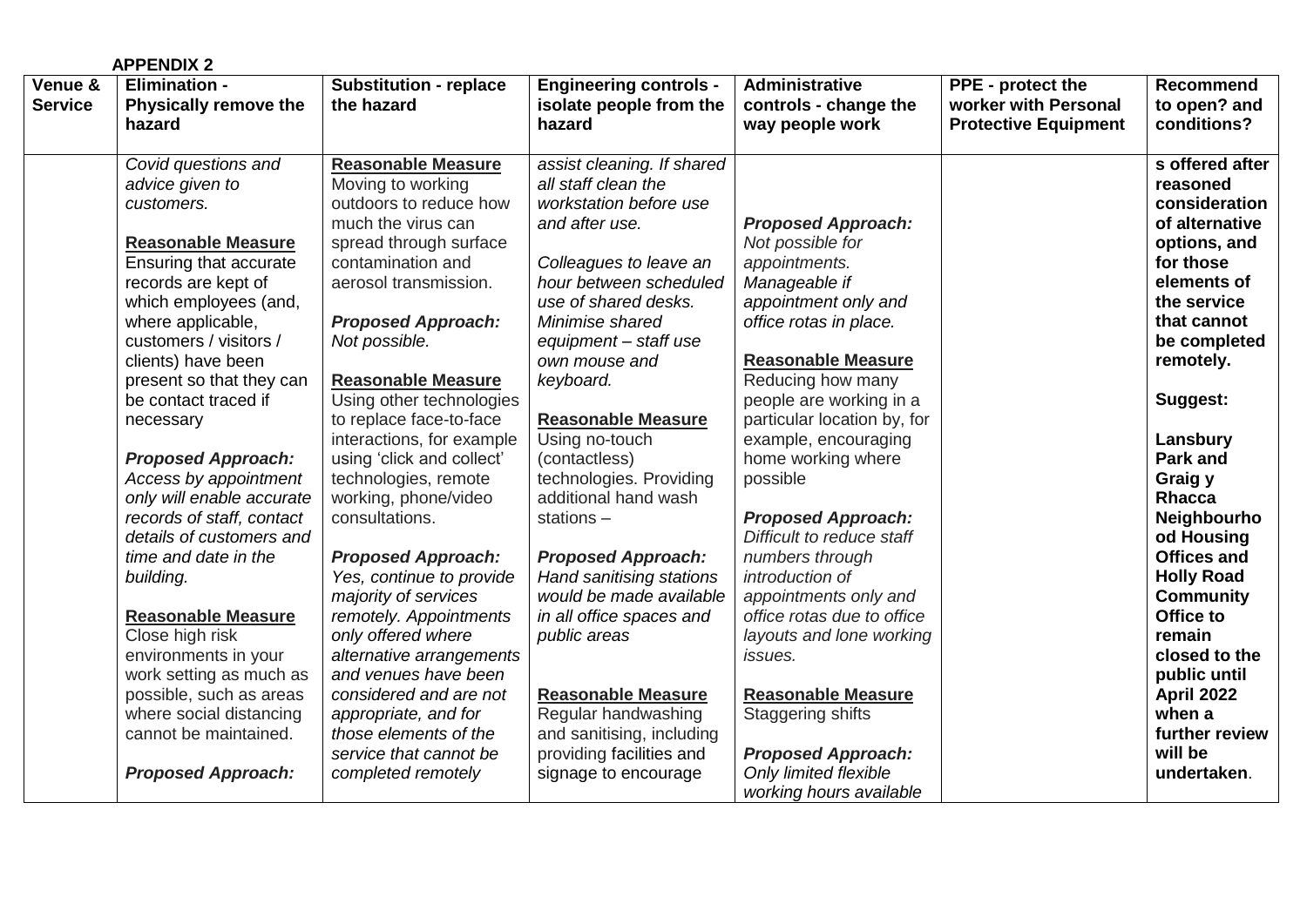**APPENDIX 2**

| Venue & Service | Elimination - Physically remove the hazard | Substitution - replace the hazard | Engineering controls - isolate people from the hazard | Administrative controls - change the way people work | PPE - protect the worker with Personal Protective Equipment | Recommend to open? and conditions? |
|---|---|---|---|---|---|---|
| | *Covid questions and advice given to customers.*<br><br>**Reasonable Measure**<br>Ensuring that accurate records are kept of which employees (and, where applicable, customers / visitors / clients) have been present so that they can be contact traced if necessary<br><br>***Proposed Approach:***<br>*Access by appointment only will enable accurate records of staff, contact details of customers and time and date in the building.*<br><br>**Reasonable Measure**<br>Close high risk environments in your work setting as much as possible, such as areas where social distancing cannot be maintained.<br><br>***Proposed Approach:*** | **Reasonable Measure**<br>Moving to working outdoors to reduce how much the virus can spread through surface contamination and aerosol transmission.<br><br>***Proposed Approach:***<br>*Not possible.*<br><br>**Reasonable Measure**<br>Using other technologies to replace face-to-face interactions, for example using 'click and collect' technologies, remote working, phone/video consultations.<br><br>***Proposed Approach:***<br>*Yes, continue to provide majority of services remotely. Appointments only offered where alternative arrangements and venues have been considered and are not appropriate, and for those elements of the service that cannot be completed remotely* | *assist cleaning. If shared all staff clean the workstation before use and after use.*<br><br>*Colleagues to leave an hour between scheduled use of shared desks. Minimise shared equipment – staff use own mouse and keyboard.*<br><br>**Reasonable Measure**<br>Using no-touch (contactless) technologies. Providing additional hand wash stations –<br><br>***Proposed Approach:***<br>*Hand sanitising stations would be made available in all office spaces and public areas*<br><br>**Reasonable Measure**<br>Regular handwashing and sanitising, including providing facilities and signage to encourage | ***Proposed Approach:***<br>*Not possible for appointments. Manageable if appointment only and office rotas in place.*<br><br>**Reasonable Measure**<br>Reducing how many people are working in a particular location by, for example, encouraging home working where possible<br><br>***Proposed Approach:***<br>*Difficult to reduce staff numbers through introduction of appointments only and office rotas due to office layouts and lone working issues.*<br><br>**Reasonable Measure**<br>Staggering shifts<br><br>***Proposed Approach:***<br>*Only limited flexible working hours available* | | **s offered after reasoned consideration of alternative options, and for those elements of the service that cannot be completed remotely.**<br><br>**Suggest:**<br><br>**Lansbury Park and Graig y Rhacca Neighbourhood Housing Offices and Holly Road Community Office to remain closed to the public until April 2022 when a further review will be undertaken**. |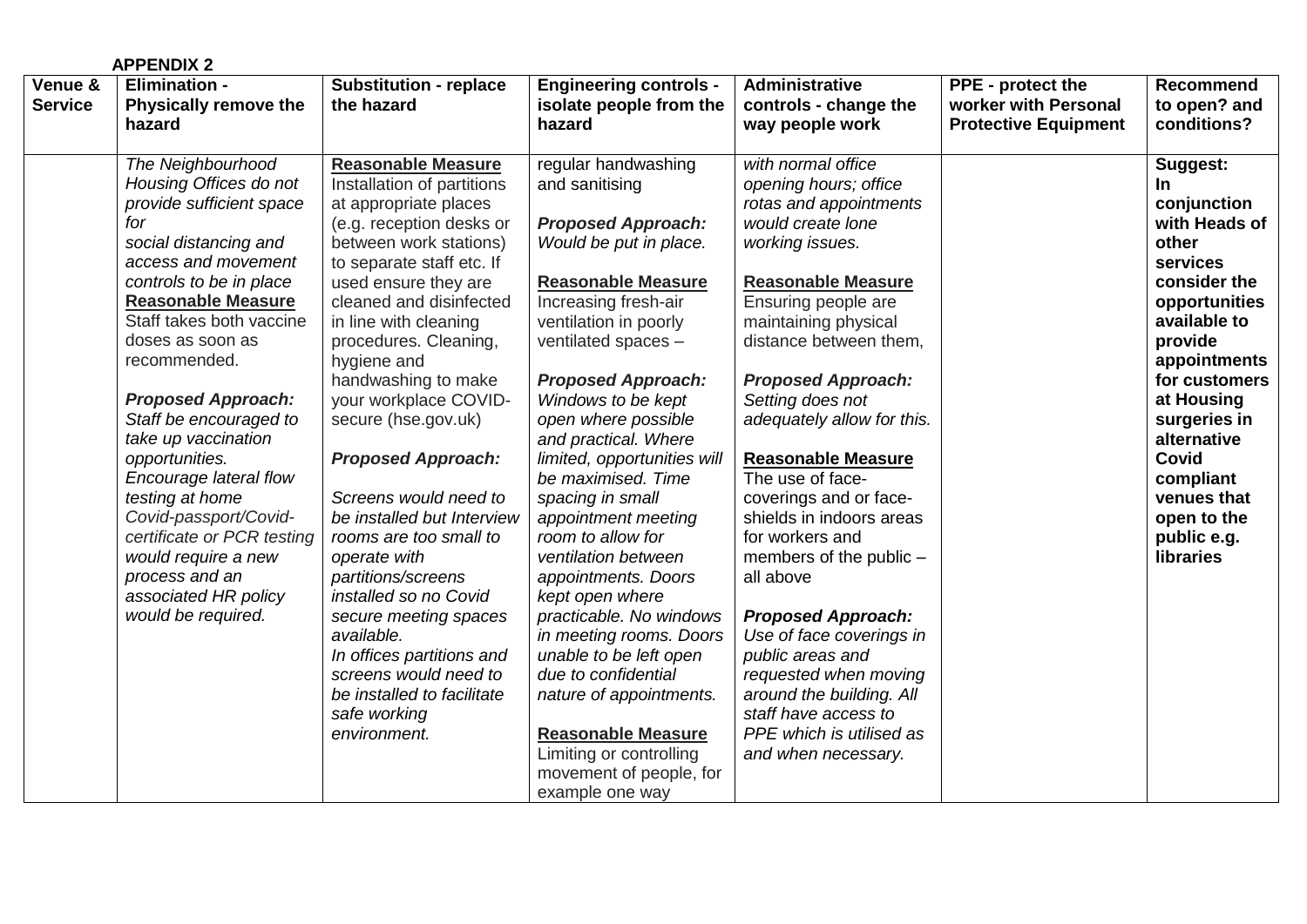**APPENDIX 2**

| Venue & Service | Elimination - Physically remove the hazard | Substitution - replace the hazard | Engineering controls - isolate people from the hazard | Administrative controls - change the way people work | PPE - protect the worker with Personal Protective Equipment | Recommend to open? and conditions? |
|---|---|---|---|---|---|---|
| | *The Neighbourhood Housing Offices do not provide sufficient space for social distancing and access and movement controls to be in place*<br>**Reasonable Measure**<br>Staff takes both vaccine doses as soon as recommended.<br><br>***Proposed Approach:***<br>*Staff be encouraged to take up vaccination opportunities.*<br>*Encourage lateral flow testing at home*<br>*Covid-passport/Covid-certificate or PCR testing would require a new process and an associated HR policy would be required.* | **Reasonable Measure**<br>Installation of partitions at appropriate places (e.g. reception desks or between work stations) to separate staff etc. If used ensure they are cleaned and disinfected in line with cleaning procedures. Cleaning, hygiene and handwashing to make your workplace COVID-secure (hse.gov.uk)<br><br>***Proposed Approach:***<br><br>*Screens would need to be installed but Interview rooms are too small to operate with partitions/screens installed so no Covid secure meeting spaces available.*<br>*In offices partitions and screens would need to be installed to facilitate safe working environment.* | regular handwashing and sanitising<br><br>***Proposed Approach:***<br>*Would be put in place.*<br><br>**Reasonable Measure**<br>Increasing fresh-air ventilation in poorly ventilated spaces –<br><br>***Proposed Approach:***<br>*Windows to be kept open where possible and practical. Where limited, opportunities will be maximised. Time spacing in small appointment meeting room to allow for ventilation between appointments. Doors kept open where practicable. No windows in meeting rooms. Doors unable to be left open due to confidential nature of appointments.*<br><br>**Reasonable Measure**<br>Limiting or controlling movement of people, for example one way | *with normal office opening hours; office rotas and appointments would create lone working issues.*<br><br>**Reasonable Measure**<br>Ensuring people are maintaining physical distance between them,<br><br>***Proposed Approach:***<br>*Setting does not adequately allow for this.*<br><br>**Reasonable Measure**<br>The use of face-coverings and or face-shields in indoors areas for workers and members of the public – all above<br><br>***Proposed Approach:***<br>*Use of face coverings in public areas and requested when moving around the building. All staff have access to PPE which is utilised as and when necessary.* | | **Suggest:**<br>**In conjunction with Heads of other services consider the opportunities available to provide appointments for customers at Housing surgeries in alternative Covid compliant venues that open to the public e.g. libraries** |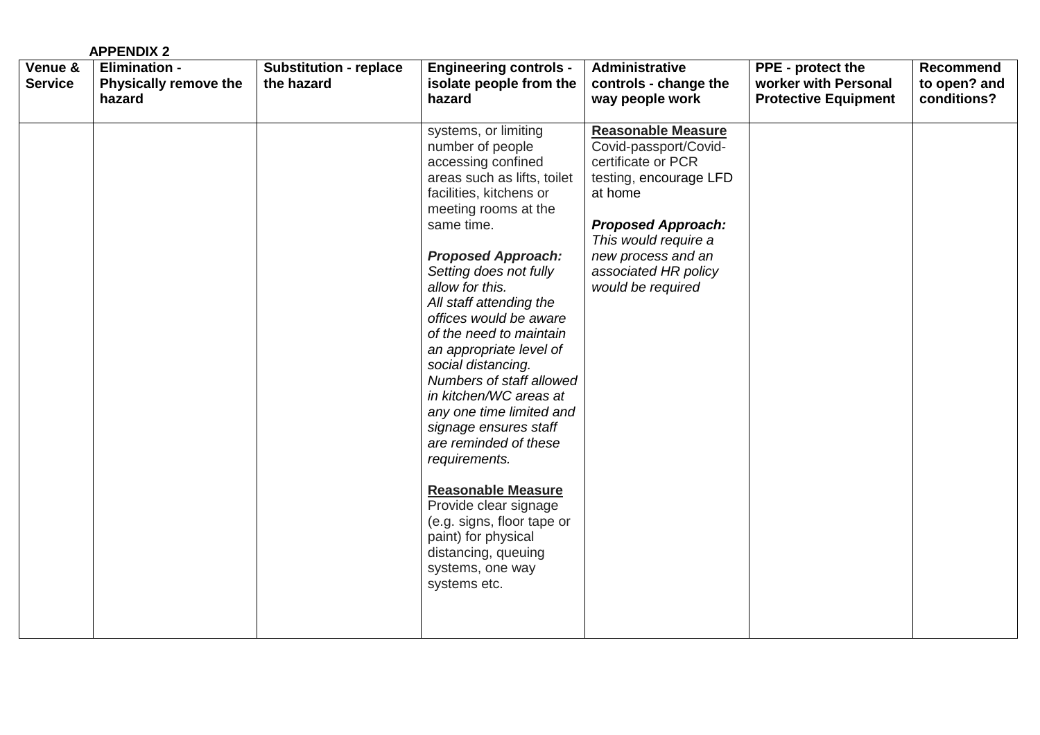**APPENDIX 2**

| Venue & Service | Elimination - Physically remove the hazard | Substitution - replace the hazard | Engineering controls - isolate people from the hazard | Administrative controls - change the way people work | PPE - protect the worker with Personal Protective Equipment | Recommend to open? and conditions? |
|---|---|---|---|---|---|---|
| | | | systems, or limiting number of people accessing confined areas such as lifts, toilet facilities, kitchens or meeting rooms at the same time.<br><br>***Proposed Approach:***<br>*Setting does not fully allow for this.*<br>*All staff attending the offices would be aware of the need to maintain an appropriate level of social distancing.*<br>*Numbers of staff allowed in kitchen/WC areas at any one time limited and signage ensures staff are reminded of these requirements.*<br><br>**Reasonable Measure**<br>Provide clear signage (e.g. signs, floor tape or paint) for physical distancing, queuing systems, one way systems etc. | **Reasonable Measure**<br>Covid-passport/Covid-certificate or PCR testing, encourage LFD at home<br><br>***Proposed Approach:***<br>*This would require a new process and an associated HR policy would be required* | | |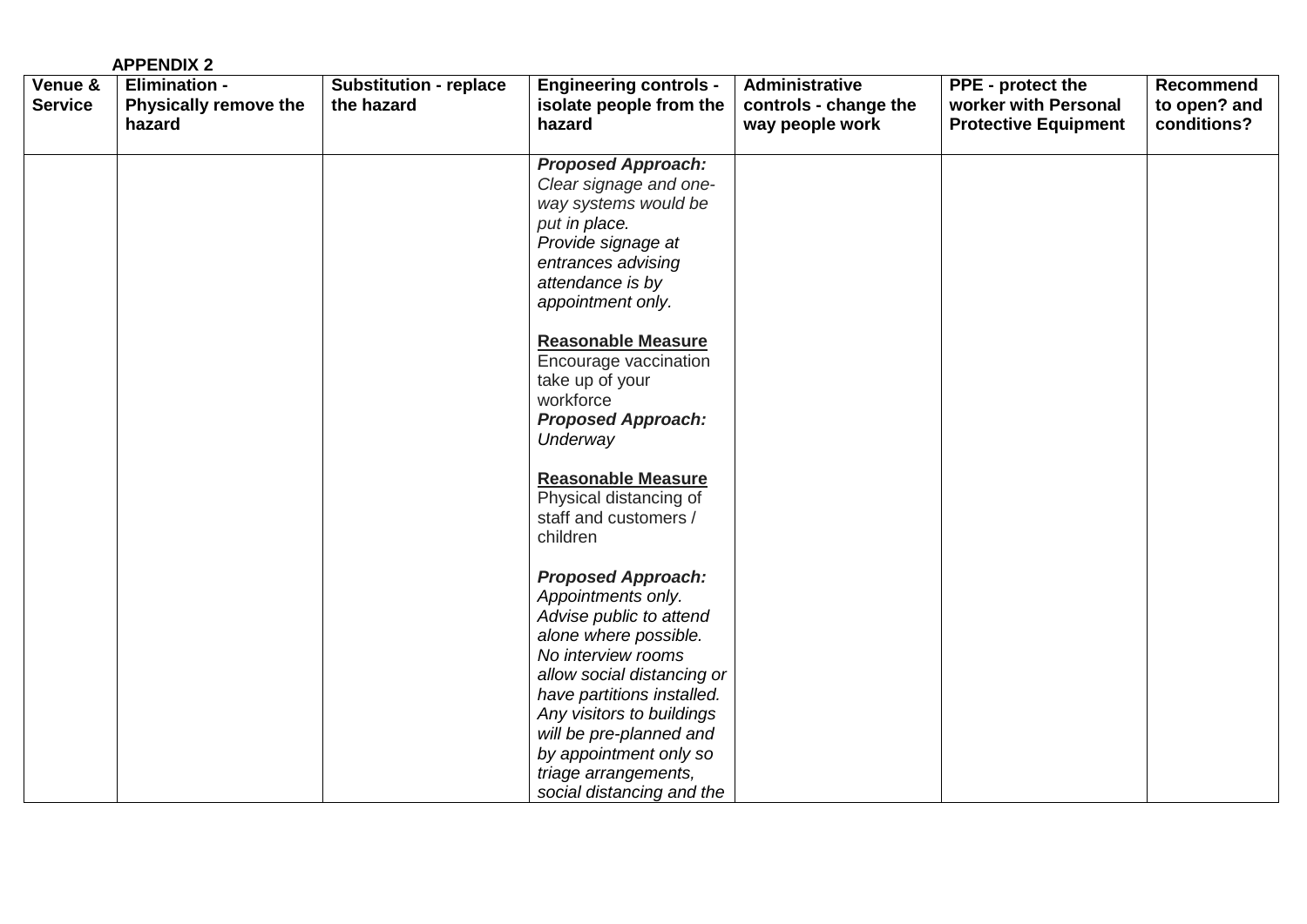**APPENDIX 2**

| Venue & Service | Elimination - Physically remove the hazard | Substitution - replace the hazard | Engineering controls - isolate people from the hazard | Administrative controls - change the way people work | PPE - protect the worker with Personal Protective Equipment | Recommend to open? and conditions? |
|---|---|---|---|---|---|---|
| | | | ***Proposed Approach:*** *Clear signage and one-way systems would be put in place.* *Provide signage at entrances advising attendance is by appointment only.* <br><br> **Reasonable Measure** Encourage vaccination take up of your workforce ***Proposed Approach:*** *Underway* <br><br> **Reasonable Measure** Physical distancing of staff and customers / children <br><br> ***Proposed Approach:*** *Appointments only.* *Advise public to attend alone where possible.* *No interview rooms allow social distancing or have partitions installed.* *Any visitors to buildings will be pre-planned and by appointment only so triage arrangements, social distancing and the* | | | |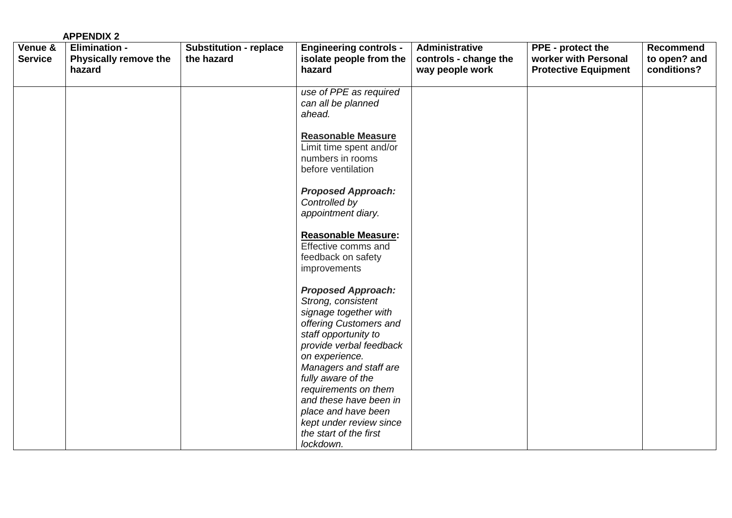**APPENDIX 2**

| Venue & Service | Elimination - Physically remove the hazard | Substitution - replace the hazard | Engineering controls - isolate people from the hazard | Administrative controls - change the way people work | PPE - protect the worker with Personal Protective Equipment | Recommend to open? and conditions? |
|---|---|---|---|---|---|---|
| | | | *use of PPE as required can all be planned ahead.*<br><br>**Reasonable Measure**<br>Limit time spent and/or numbers in rooms before ventilation<br><br>***Proposed Approach:***<br>*Controlled by appointment diary.*<br><br>**Reasonable Measure:**<br>Effective comms and feedback on safety improvements<br><br>***Proposed Approach:***<br>*Strong, consistent signage together with offering Customers and staff opportunity to provide verbal feedback on experience. Managers and staff are fully aware of the requirements on them and these have been in place and have been kept under review since the start of the first lockdown.* | | | |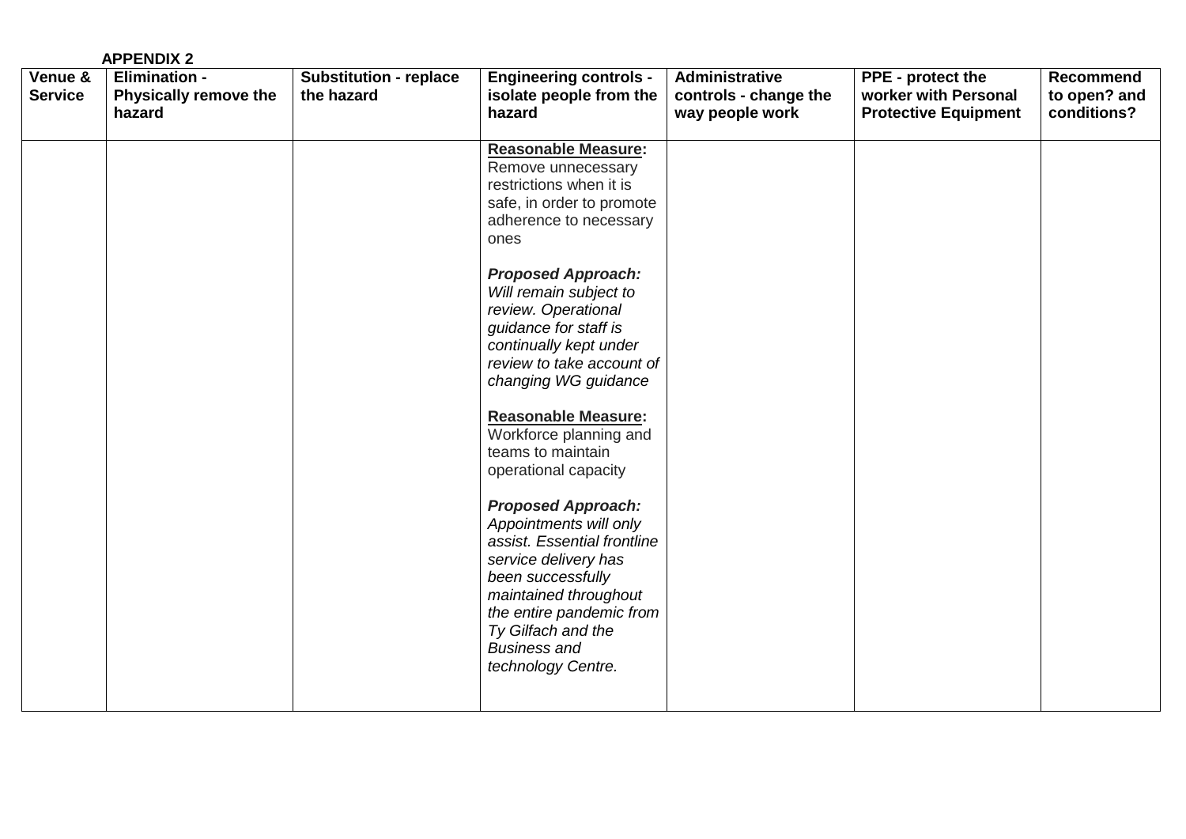**APPENDIX 2**

| Venue & Service | Elimination - Physically remove the hazard | Substitution - replace the hazard | Engineering controls - isolate people from the hazard | Administrative controls - change the way people work | PPE - protect the worker with Personal Protective Equipment | Recommend to open? and conditions? |
|---|---|---|---|---|---|---|
| | | | **Reasonable Measure:** Remove unnecessary restrictions when it is safe, in order to promote adherence to necessary ones<br><br>***Proposed Approach:*** *Will remain subject to review. Operational guidance for staff is continually kept under review to take account of changing WG guidance*<br><br>**Reasonable Measure:** Workforce planning and teams to maintain operational capacity<br><br>***Proposed Approach:*** *Appointments will only assist. Essential frontline service delivery has been successfully maintained throughout the entire pandemic from Ty Gilfach and the Business and technology Centre.* | | | |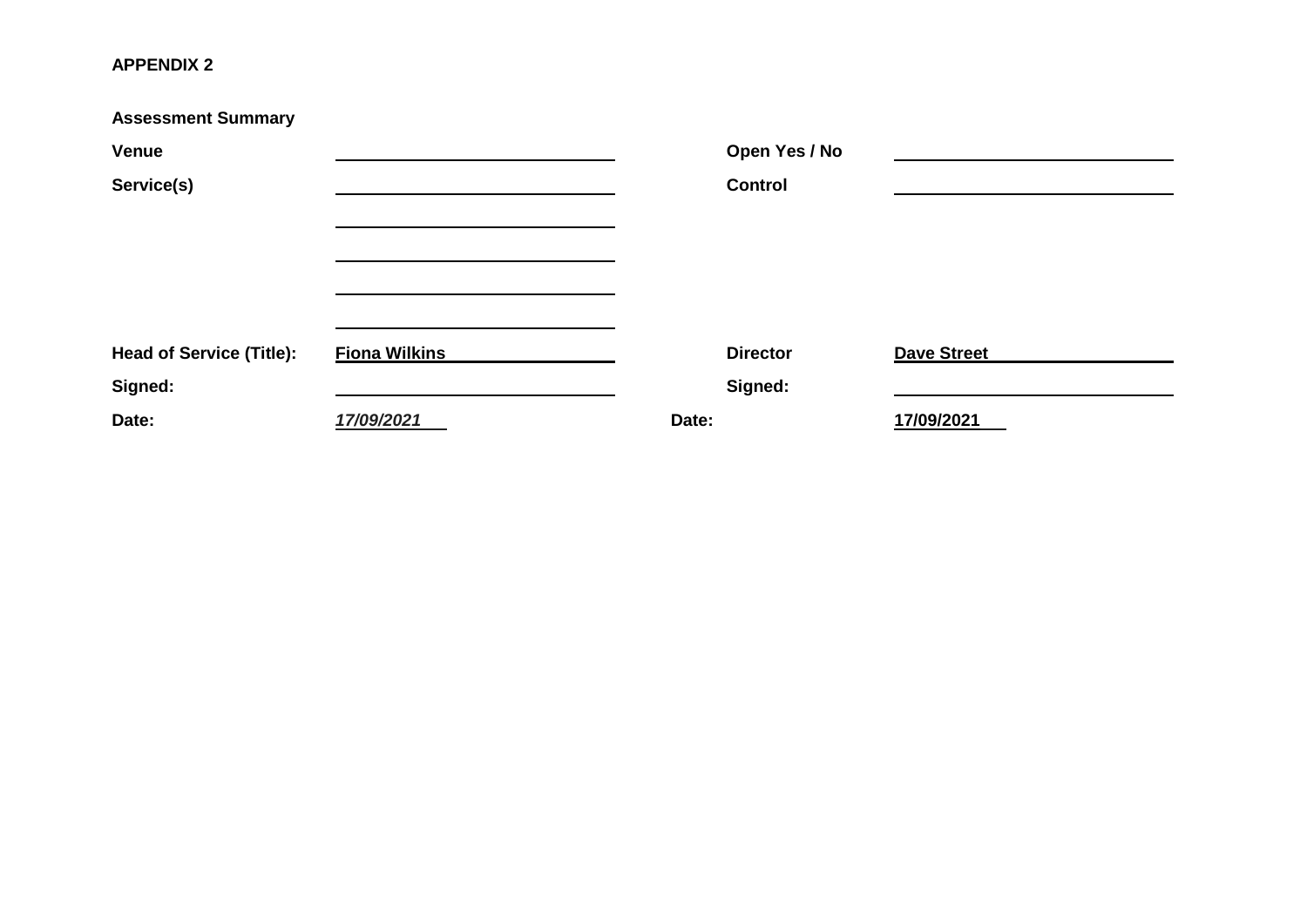**APPENDIX 2**

**Assessment Summary**

| | | | |
|---|---|---|---|
| **Venue** | | **Open Yes / No** | |
| **Service(s)** | | **Control** | |
| | | | |
| | | | |
| | | | |
| | | | |
| **Head of Service (Title):** | **Fiona Wilkins** | **Director** | **Dave Street** |
| **Signed:** | | **Signed:** | |
| **Date:** | ***17/09/2021*** | **Date:** | **17/09/2021** |